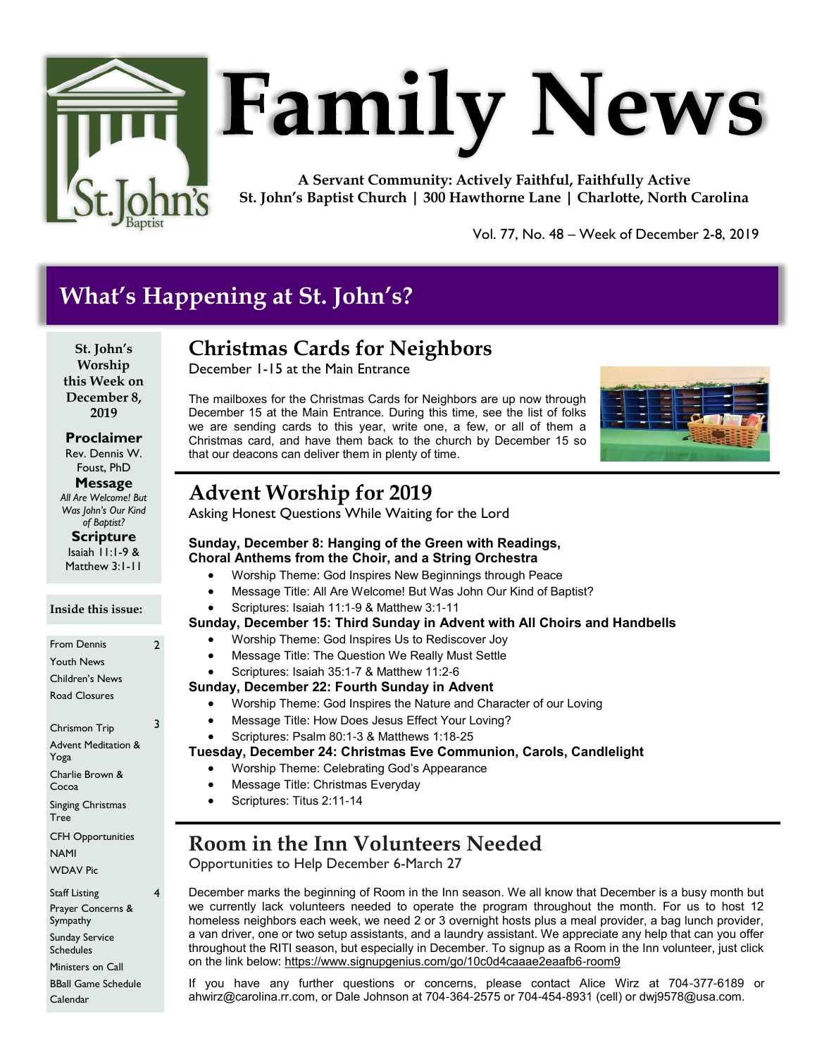# Family News

**A Servant Community: Actively Faithful, Faithfully Active**
**St. John's Baptist Church | 300 Hawthorne Lane | Charlotte, North Carolina**

Vol. 77, No. 48 – Week of December 2-8, 2019

## What's Happening at St. John's?

**St. John's Worship this Week on December 8, 2019**

**Proclaimer**
Rev. Dennis W. Foust, PhD

**Message**
*All Are Welcome! But Was John's Our Kind of Baptist?*

**Scripture**
Isaiah 11:1-9 & Matthew 3:1-11

**Inside this issue:**

| | |
|---|---|
| From Dennis | 2 |
| Youth News | |
| Children's News | |
| Road Closures | |
| Chrismon Trip | 3 |
| Advent Meditation & Yoga | |
| Charlie Brown & Cocoa | |
| Singing Christmas Tree | |
| CFH Opportunities | |
| NAMI | |
| WDAV Pic | |
| Staff Listing | 4 |
| Prayer Concerns & Sympathy | |
| Sunday Service Schedules | |
| Ministers on Call | |
| BBall Game Schedule | |
| Calendar | |

## Christmas Cards for Neighbors

December 1-15 at the Main Entrance

The mailboxes for the Christmas Cards for Neighbors are up now through December 15 at the Main Entrance. During this time, see the list of folks we are sending cards to this year, write one, a few, or all of them a Christmas card, and have them back to the church by December 15 so that our deacons can deliver them in plenty of time.

## Advent Worship for 2019

Asking Honest Questions While Waiting for the Lord

**Sunday, December 8: Hanging of the Green with Readings, Choral Anthems from the Choir, and a String Orchestra**

- Worship Theme: God Inspires New Beginnings through Peace
- Message Title: All Are Welcome! But Was John Our Kind of Baptist?
- Scriptures: Isaiah 11:1-9 & Matthew 3:1-11

**Sunday, December 15: Third Sunday in Advent with All Choirs and Handbells**

- Worship Theme: God Inspires Us to Rediscover Joy
- Message Title: The Question We Really Must Settle
- Scriptures: Isaiah 35:1-7 & Matthew 11:2-6

**Sunday, December 22: Fourth Sunday in Advent**

- Worship Theme: God Inspires the Nature and Character of our Loving
- Message Title: How Does Jesus Effect Your Loving?
- Scriptures: Psalm 80:1-3 & Matthews 1:18-25

**Tuesday, December 24: Christmas Eve Communion, Carols, Candlelight**

- Worship Theme: Celebrating God's Appearance
- Message Title: Christmas Everyday
- Scriptures: Titus 2:11-14

## Room in the Inn Volunteers Needed

Opportunities to Help December 6-March 27

December marks the beginning of Room in the Inn season. We all know that December is a busy month but we currently lack volunteers needed to operate the program throughout the month. For us to host 12 homeless neighbors each week, we need 2 or 3 overnight hosts plus a meal provider, a bag lunch provider, a van driver, one or two setup assistants, and a laundry assistant. We appreciate any help that can you offer throughout the RITI season, but especially in December. To signup as a Room in the Inn volunteer, just click on the link below: https://www.signupgenius.com/go/10c0d4caaae2eaafb6-room9

If you have any further questions or concerns, please contact Alice Wirz at 704-377-6189 or ahwirz@carolina.rr.com, or Dale Johnson at 704-364-2575 or 704-454-8931 (cell) or dwj9578@usa.com.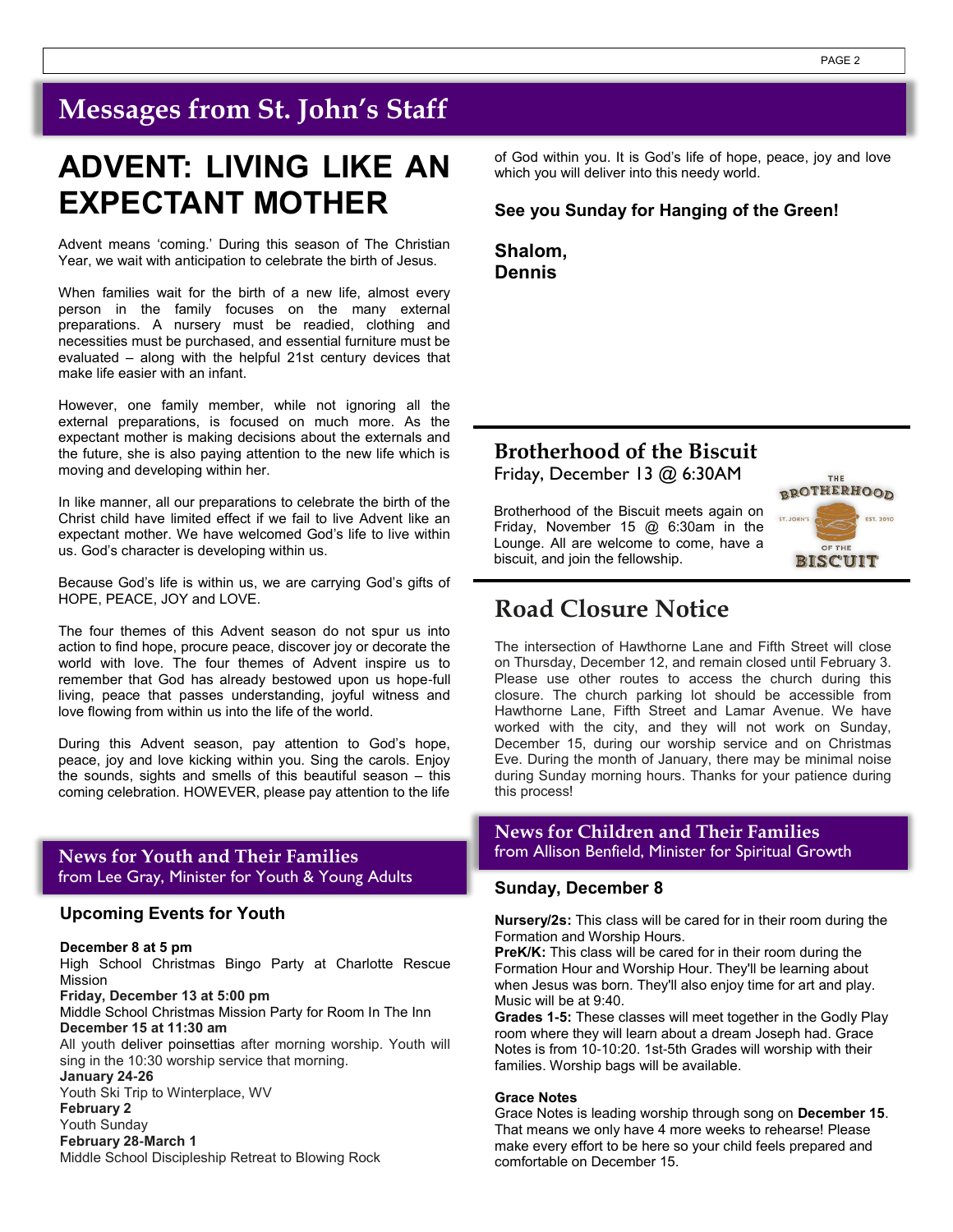# Messages from St. John's Staff

## ADVENT: LIVING LIKE AN EXPECTANT MOTHER

Advent means 'coming.' During this season of The Christian Year, we wait with anticipation to celebrate the birth of Jesus.

When families wait for the birth of a new life, almost every person in the family focuses on the many external preparations. A nursery must be readied, clothing and necessities must be purchased, and essential furniture must be evaluated – along with the helpful 21st century devices that make life easier with an infant.

However, one family member, while not ignoring all the external preparations, is focused on much more. As the expectant mother is making decisions about the externals and the future, she is also paying attention to the new life which is moving and developing within her.

In like manner, all our preparations to celebrate the birth of the Christ child have limited effect if we fail to live Advent like an expectant mother. We have welcomed God's life to live within us. God's character is developing within us.

Because God's life is within us, we are carrying God's gifts of HOPE, PEACE, JOY and LOVE.

The four themes of this Advent season do not spur us into action to find hope, procure peace, discover joy or decorate the world with love. The four themes of Advent inspire us to remember that God has already bestowed upon us hope-full living, peace that passes understanding, joyful witness and love flowing from within us into the life of the world.

During this Advent season, pay attention to God's hope, peace, joy and love kicking within you. Sing the carols. Enjoy the sounds, sights and smells of this beautiful season – this coming celebration. HOWEVER, please pay attention to the life of God within you. It is God's life of hope, peace, joy and love which you will deliver into this needy world.

**See you Sunday for Hanging of the Green!**

**Shalom,**
**Dennis**

## Brotherhood of the Biscuit

Friday, December 13 @ 6:30AM

Brotherhood of the Biscuit meets again on Friday, November 15 @ 6:30am in the Lounge. All are welcome to come, have a biscuit, and join the fellowship.

## Road Closure Notice

The intersection of Hawthorne Lane and Fifth Street will close on Thursday, December 12, and remain closed until February 3. Please use other routes to access the church during this closure. The church parking lot should be accessible from Hawthorne Lane, Fifth Street and Lamar Avenue. We have worked with the city, and they will not work on Sunday, December 15, during our worship service and on Christmas Eve. During the month of January, there may be minimal noise during Sunday morning hours. Thanks for your patience during this process!

## News for Youth and Their Families

from Lee Gray, Minister for Youth & Young Adults

### Upcoming Events for Youth

**December 8 at 5 pm**
High School Christmas Bingo Party at Charlotte Rescue Mission
**Friday, December 13 at 5:00 pm**
Middle School Christmas Mission Party for Room In The Inn
**December 15 at 11:30 am**
All youth deliver poinsettias after morning worship. Youth will sing in the 10:30 worship service that morning.
**January 24-26**
Youth Ski Trip to Winterplace, WV
**February 2**
Youth Sunday
**February 28-March 1**
Middle School Discipleship Retreat to Blowing Rock

## News for Children and Their Families

from Allison Benfield, Minister for Spiritual Growth

### Sunday, December 8

**Nursery/2s:** This class will be cared for in their room during the Formation and Worship Hours.
**PreK/K:** This class will be cared for in their room during the Formation Hour and Worship Hour. They'll be learning about when Jesus was born. They'll also enjoy time for art and play. Music will be at 9:40.
**Grades 1-5:** These classes will meet together in the Godly Play room where they will learn about a dream Joseph had. Grace Notes is from 10-10:20. 1st-5th Grades will worship with their families. Worship bags will be available.

**Grace Notes**
Grace Notes is leading worship through song on **December 15**. That means we only have 4 more weeks to rehearse! Please make every effort to be here so your child feels prepared and comfortable on December 15.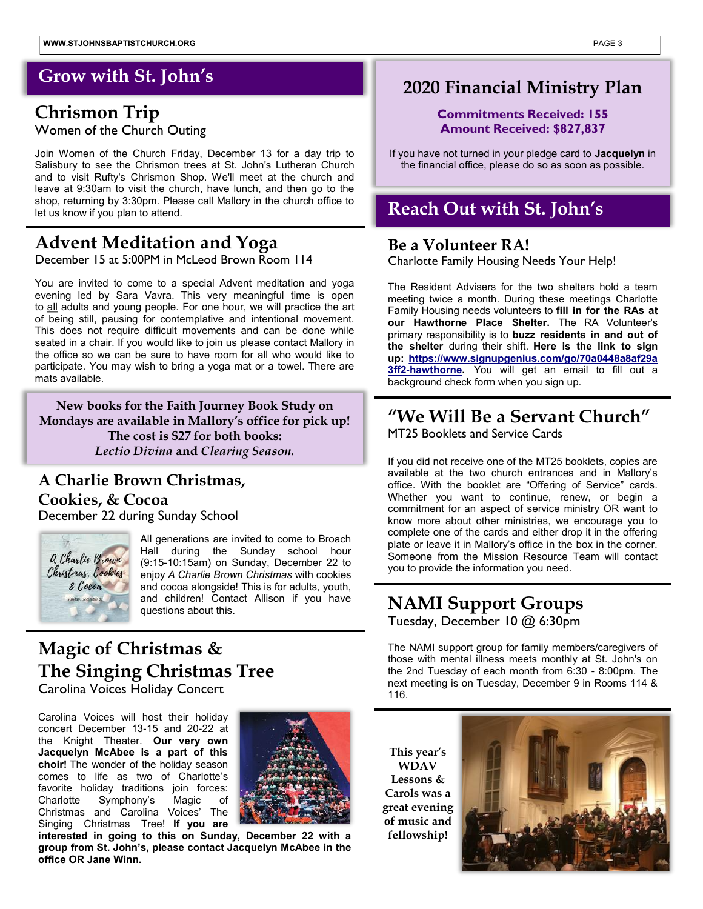# Grow with St. John's

## Chrismon Trip

Women of the Church Outing

Join Women of the Church Friday, December 13 for a day trip to Salisbury to see the Chrismon trees at St. John's Lutheran Church and to visit Rufty's Chrismon Shop. We'll meet at the church and leave at 9:30am to visit the church, have lunch, and then go to the shop, returning by 3:30pm. Please call Mallory in the church office to let us know if you plan to attend.

## Advent Meditation and Yoga

December 15 at 5:00PM in McLeod Brown Room 114

You are invited to come to a special Advent meditation and yoga evening led by Sara Vavra. This very meaningful time is open to all adults and young people. For one hour, we will practice the art of being still, pausing for contemplative and intentional movement. This does not require difficult movements and can be done while seated in a chair. If you would like to join us please contact Mallory in the office so we can be sure to have room for all who would like to participate. You may wish to bring a yoga mat or a towel. There are mats available.

**New books for the Faith Journey Book Study on Mondays are available in Mallory's office for pick up! The cost is $27 for both books: *Lectio Divina* and *Clearing Season.***

## A Charlie Brown Christmas, Cookies, & Cocoa

December 22 during Sunday School

All generations are invited to come to Broach Hall during the Sunday school hour (9:15-10:15am) on Sunday, December 22 to enjoy *A Charlie Brown Christmas* with cookies and cocoa alongside! This is for adults, youth, and children! Contact Allison if you have questions about this.

## Magic of Christmas & The Singing Christmas Tree

Carolina Voices Holiday Concert

Carolina Voices will host their holiday concert December 13-15 and 20-22 at the Knight Theater. **Our very own Jacquelyn McAbee is a part of this choir!** The wonder of the holiday season comes to life as two of Charlotte's favorite holiday traditions join forces: Charlotte Symphony's Magic of Christmas and Carolina Voices' The Singing Christmas Tree! **If you are interested in going to this on Sunday, December 22 with a group from St. John's, please contact Jacquelyn McAbee in the office OR Jane Winn.**

## 2020 Financial Ministry Plan

**Commitments Received: 155**
**Amount Received: $827,837**

If you have not turned in your pledge card to **Jacquelyn** in the financial office, please do so as soon as possible.

# Reach Out with St. John's

## Be a Volunteer RA!

Charlotte Family Housing Needs Your Help!

The Resident Advisers for the two shelters hold a team meeting twice a month. During these meetings Charlotte Family Housing needs volunteers to **fill in for the RAs at our Hawthorne Place Shelter.** The RA Volunteer's primary responsibility is to **buzz residents in and out of the shelter** during their shift. **Here is the link to sign up: https://www.signupgenius.com/go/70a0448a8af29a3ff2-hawthorne.** You will get an email to fill out a background check form when you sign up.

## "We Will Be a Servant Church"

MT25 Booklets and Service Cards

If you did not receive one of the MT25 booklets, copies are available at the two church entrances and in Mallory's office. With the booklet are "Offering of Service" cards. Whether you want to continue, renew, or begin a commitment for an aspect of service ministry OR want to know more about other ministries, we encourage you to complete one of the cards and either drop it in the offering plate or leave it in Mallory's office in the box in the corner. Someone from the Mission Resource Team will contact you to provide the information you need.

## NAMI Support Groups

Tuesday, December 10 @ 6:30pm

The NAMI support group for family members/caregivers of those with mental illness meets monthly at St. John's on the 2nd Tuesday of each month from 6:30 - 8:00pm. The next meeting is on Tuesday, December 9 in Rooms 114 & 116.

**This year's WDAV Lessons & Carols was a great evening of music and fellowship!**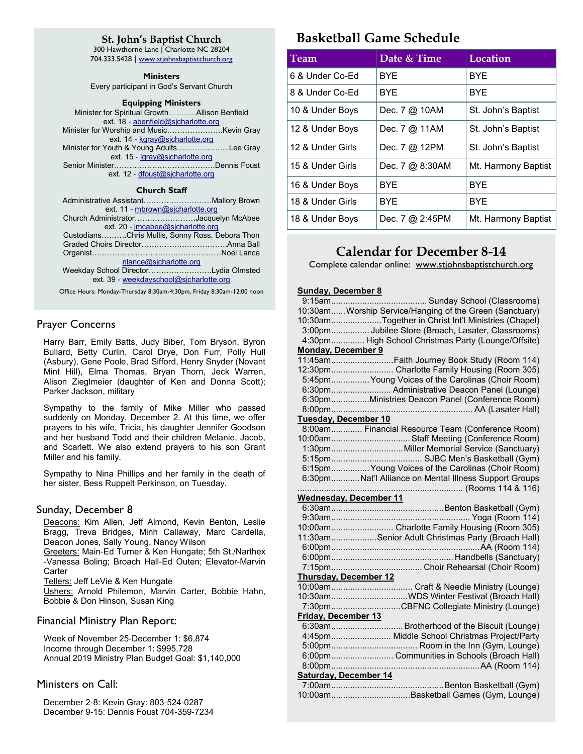## St. John's Baptist Church

300 Hawthorne Lane | Charlotte NC 28204
704.333.5428 | www.stjohnsbaptistchurch.org

### Ministers

Every participant in God's Servant Church

### Equipping Ministers

Minister for Spiritual Growth……………Allison Benfield
ext. 18 - abenfield@sjcharlotte.org
Minister for Worship and Music…………………Kevin Gray
ext. 14 - kgray@sjcharlotte.org
Minister for Youth & Young Adults………………..Lee Gray
ext. 15 - lgray@sjcharlotte.org
Senior Minister…………………………………Dennis Foust
ext. 12 - dfoust@sjcharlotte.org

### Church Staff

Administrative Assistant………………………Mallory Brown
ext. 11 - mbrown@sjcharlotte.org
Church Administrator……………………Jacquelyn McAbee
ext. 20 - jmcabee@sjcharlotte.org
Custodians……….Chris Mullis, Sonny Ross, Debora Thon
Graded Choirs Director……………………………Anna Ball
Organist……………………………………………Noel Lance
nlance@sjcharlotte.org
Weekday School Director……………………Lydia Olmsted
ext. 39 - weekdayschool@sjcharlotte.org

Office Hours: Monday-Thursday 8:30am-4:30pm, Friday 8:30am-12:00 noon

## Prayer Concerns

Harry Barr, Emily Batts, Judy Biber, Tom Bryson, Byron Bullard, Betty Curlin, Carol Drye, Don Furr, Polly Hull (Asbury), Gene Poole, Brad Sifford, Henry Snyder (Novant Mint Hill), Elma Thomas, Bryan Thorn, Jeck Warren, Alison Zieglmeier (daughter of Ken and Donna Scott); Parker Jackson, military

Sympathy to the family of Mike Miller who passed suddenly on Monday, December 2. At this time, we offer prayers to his wife, Tricia, his daughter Jennifer Goodson and her husband Todd and their children Melanie, Jacob, and Scarlett. We also extend prayers to his son Grant Miller and his family.

Sympathy to Nina Phillips and her family in the death of her sister, Bess Ruppelt Perkinson, on Tuesday.

## Sunday, December 8

Deacons: Kim Allen, Jeff Almond, Kevin Benton, Leslie Bragg, Treva Bridges, Minh Callaway, Marc Cardella, Deacon Jones, Sally Young, Nancy Wilson
Greeters: Main-Ed Turner & Ken Hungate; 5th St./Narthex -Vanessa Boling; Broach Hall-Ed Outen; Elevator-Marvin Carter
Tellers: Jeff LeVie & Ken Hungate
Ushers: Arnold Philemon, Marvin Carter, Bobbie Hahn, Bobbie & Don Hinson, Susan King

## Financial Ministry Plan Report:

Week of November 25-December 1: $6,874
Income through December 1: $995,728
Annual 2019 Ministry Plan Budget Goal: $1,140,000

## Ministers on Call:

December 2-8: Kevin Gray: 803-524-0287
December 9-15: Dennis Foust 704-359-7234

## Basketball Game Schedule

| Team | Date & Time | Location |
|---|---|---|
| 6 & Under Co-Ed | BYE | BYE |
| 8 & Under Co-Ed | BYE | BYE |
| 10 & Under Boys | Dec. 7 @ 10AM | St. John's Baptist |
| 12 & Under Boys | Dec. 7 @ 11AM | St. John's Baptist |
| 12 & Under Girls | Dec. 7 @ 12PM | St. John's Baptist |
| 15 & Under Girls | Dec. 7 @ 8:30AM | Mt. Harmony Baptist |
| 16 & Under Boys | BYE | BYE |
| 18 & Under Girls | BYE | BYE |
| 18 & Under Boys | Dec. 7 @ 2:45PM | Mt. Harmony Baptist |

## Calendar for December 8-14

Complete calendar online: www.stjohnsbaptistchurch.org

**Sunday, December 8**
9:15am……………………………… Sunday School (Classrooms)
10:30am……Worship Service/Hanging of the Green (Sanctuary)
10:30am…………………Together in Christ Int'l Ministries (Chapel)
3:00pm……………… Jubilee Store (Broach, Lasater, Classrooms)
4:30pm…………… High School Christmas Party (Lounge/Offsite)

**Monday, December 9**
11:45am………………………Faith Journey Book Study (Room 114)
12:30pm……………………… Charlotte Family Housing (Room 305)
5:45pm……………… Young Voices of the Carolinas (Choir Room)
6:30pm……………………… Administrative Deacon Panel (Lounge)
6:30pm………………Ministries Deacon Panel (Conference Room)
8:00pm…………………………………………………… AA (Lasater Hall)

**Tuesday, December 10**
8:00am…………… Financial Resource Team (Conference Room)
10:00am……………………………… Staff Meeting (Conference Room)
1:30pm…………………………Miller Memorial Service (Sanctuary)
5:15pm………………………………… SJBC Men's Basketball (Gym)
6:15pm……………… Young Voices of the Carolinas (Choir Room)
6:30pm…………Nat'l Alliance on Mental Illness Support Groups
…………………………………………………………… (Rooms 114 & 116)

**Wednesday, December 11**
6:30am…………………………………………Benton Basketball (Gym)
9:30am…………………………………………………… Yoga (Room 114)
10:00am……………………… Charlotte Family Housing (Room 305)
11:30am………………Senior Adult Christmas Party (Broach Hall)
6:00pm…………………………………………………………AA (Room 114)
6:00pm………………………………………………… Handbells (Sanctuary)
7:15pm……………………………………… Choir Rehearsal (Choir Room)

**Thursday, December 12**
10:00am……………………………… Craft & Needle Ministry (Lounge)
10:30am……………………………WDS Winter Festival (Broach Hall)
7:30pm…………………………CBFNC Collegiate Ministry (Lounge)

**Friday, December 13**
6:30am………………………… Brotherhood of the Biscuit (Lounge)
4:45pm……………………… Middle School Christmas Project/Party
5:00pm……………………………… Room in the Inn (Gym, Lounge)
6:00pm……………………… Communities in Schools (Broach Hall)
8:00pm…………………………………………………………AA (Room 114)

**Saturday, December 14**
7:00am…………………………………………Benton Basketball (Gym)
10:00am……………………………Basketball Games (Gym, Lounge)